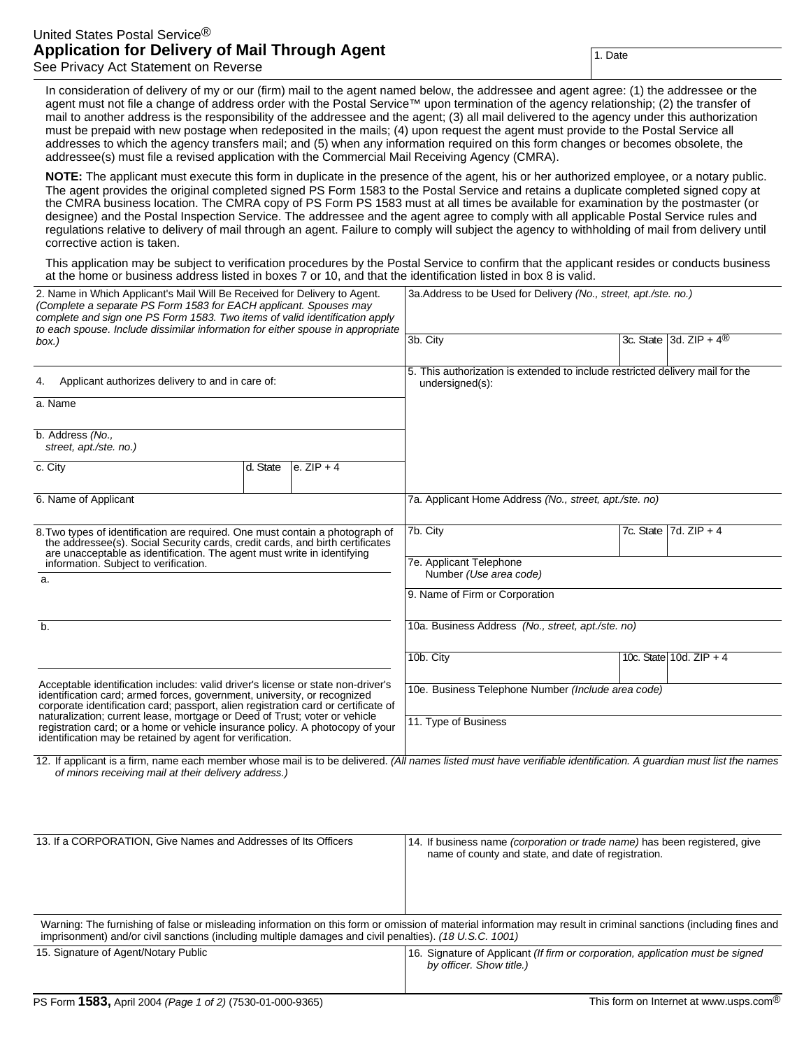United States Postal Service®

# Application for Delivery of Mail Through Agent

See Privacy Act Statement on Reverse

1. Date

In consideration of delivery of my or our (firm) mail to the agent named below, the addressee and agent agree: (1) the addressee or the agent must not file a change of address order with the Postal Service™ upon termination of the agency relationship; (2) the transfer of mail to another address is the responsibility of the addressee and the agent; (3) all mail delivered to the agency under this authorization must be prepaid with new postage when redeposited in the mails; (4) upon request the agent must provide to the Postal Service all addresses to which the agency transfers mail; and (5) when any information required on this form changes or becomes obsolete, the addressee(s) must file a revised application with the Commercial Mail Receiving Agency (CMRA).

**NOTE:** The applicant must execute this form in duplicate in the presence of the agent, his or her authorized employee, or a notary public. The agent provides the original completed signed PS Form 1583 to the Postal Service and retains a duplicate completed signed copy at the CMRA business location. The CMRA copy of PS Form PS 1583 must at all times be available for examination by the postmaster (or designee) and the Postal Inspection Service. The addressee and the agent agree to comply with all applicable Postal Service rules and regulations relative to delivery of mail through an agent. Failure to comply will subject the agency to withholding of mail from delivery until corrective action is taken.

This application may be subject to verification procedures by the Postal Service to confirm that the applicant resides or conducts business at the home or business address listed in boxes 7 or 10, and that the identification listed in box 8 is valid.

2. Name in Which Applicant's Mail Will Be Received for Delivery to Agent. *(Complete a separate PS Form 1583 for EACH applicant. Spouses may complete and sign one PS Form 1583. Two items of valid identification apply to each spouse. Include dissimilar information for either spouse in appropriate box.)*

3a. Address to be Used for Delivery *(No., street, apt./ste. no.)*

3b. City | 3c. State | 3d. ZIP + 4®

4. Applicant authorizes delivery to and in care of:

a. Name

b. Address *(No., street, apt./ste. no.)*

c. City | d. State | e. ZIP + 4

5. This authorization is extended to include restricted delivery mail for the undersigned(s):

6. Name of Applicant

7a. Applicant Home Address *(No., street, apt./ste. no)*

7b. City | 7c. State | 7d. ZIP + 4

7e. Applicant Telephone Number *(Use area code)*

8. Two types of identification are required. One must contain a photograph of the addressee(s). Social Security cards, credit cards, and birth certificates are unacceptable as identification. The agent must write in identifying information. Subject to verification.

a.

b.

Acceptable identification includes: valid driver's license or state non-driver's identification card; armed forces, government, university, or recognized corporate identification card; passport, alien registration card or certificate of naturalization; current lease, mortgage or Deed of Trust; voter or vehicle registration card; or a home or vehicle insurance policy. A photocopy of your identification may be retained by agent for verification.

9. Name of Firm or Corporation

10a. Business Address *(No., street, apt./ste. no)*

10b. City | 10c. State | 10d. ZIP + 4

10e. Business Telephone Number *(Include area code)*

11. Type of Business

12. If applicant is a firm, name each member whose mail is to be delivered. *(All names listed must have verifiable identification. A guardian must list the names of minors receiving mail at their delivery address.)*

13. If a CORPORATION, Give Names and Addresses of Its Officers

14. If business name *(corporation or trade name)* has been registered, give name of county and state, and date of registration.

Warning: The furnishing of false or misleading information on this form or omission of material information may result in criminal sanctions (including fines and imprisonment) and/or civil sanctions (including multiple damages and civil penalties). *(18 U.S.C. 1001)*

15. Signature of Agent/Notary Public

16. Signature of Applicant *(If firm or corporation, application must be signed by officer. Show title.)*

PS Form **1583,** April 2004 *(Page 1 of 2)* (7530-01-000-9365) This form on Internet at www.usps.com®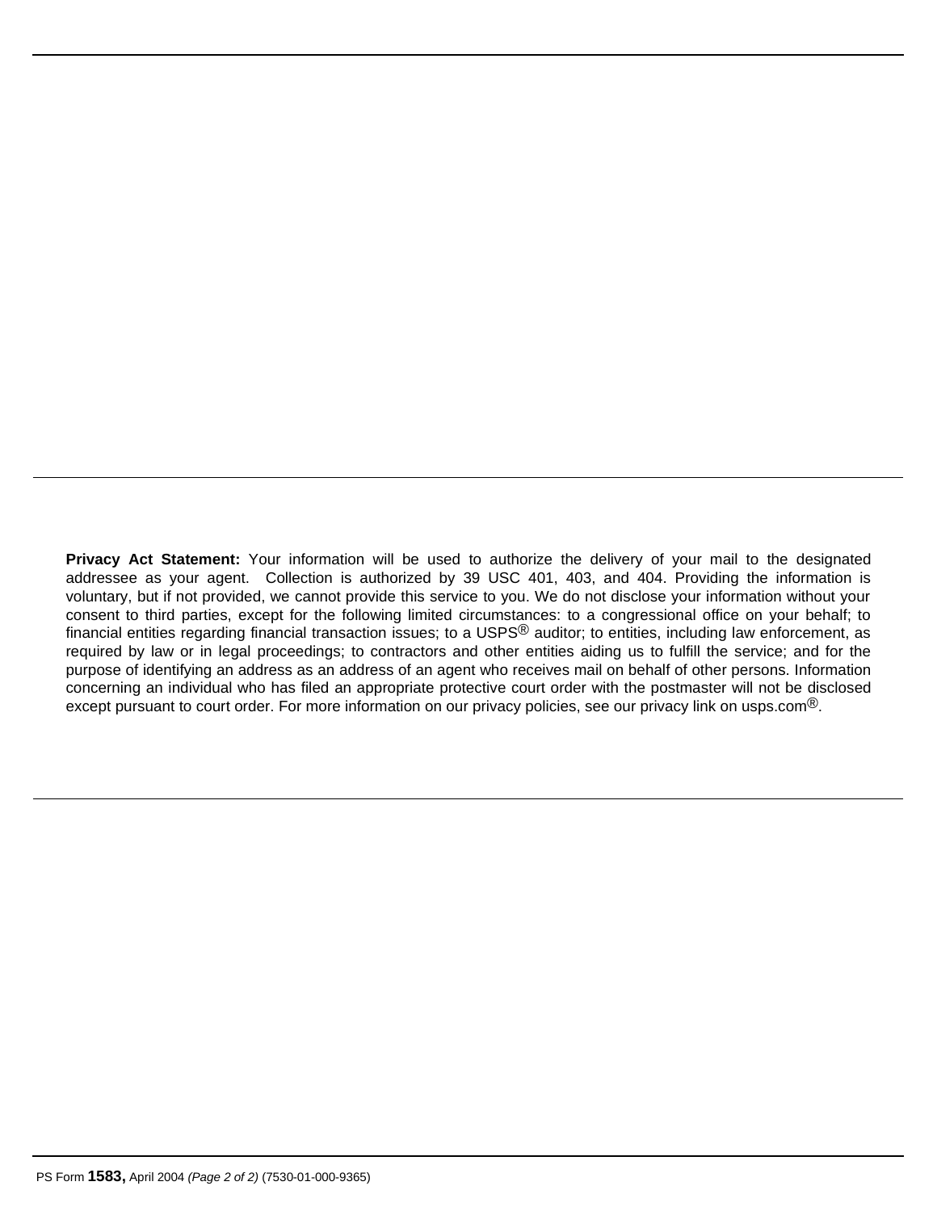**Privacy Act Statement:** Your information will be used to authorize the delivery of your mail to the designated addressee as your agent. Collection is authorized by 39 USC 401, 403, and 404. Providing the information is voluntary, but if not provided, we cannot provide this service to you. We do not disclose your information without your consent to third parties, except for the following limited circumstances: to a congressional office on your behalf; to financial entities regarding financial transaction issues; to a USPS® auditor; to entities, including law enforcement, as required by law or in legal proceedings; to contractors and other entities aiding us to fulfill the service; and for the purpose of identifying an address as an address of an agent who receives mail on behalf of other persons. Information concerning an individual who has filed an appropriate protective court order with the postmaster will not be disclosed except pursuant to court order. For more information on our privacy policies, see our privacy link on usps.com®.

PS Form **1583,** April 2004 *(Page 2 of 2)* (7530-01-000-9365)